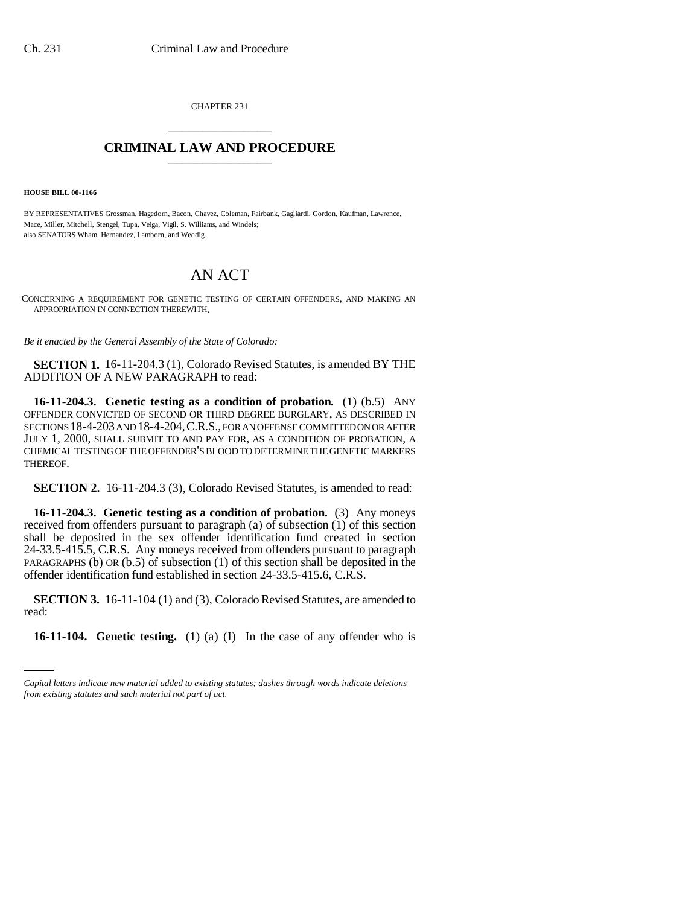CHAPTER 231

# CRIMINAL LAW AND PROCEDURE

**HOUSE BILL 00-1166**

BY REPRESENTATIVES Grossman, Hagedorn, Bacon, Chavez, Coleman, Fairbank, Gagliardi, Gordon, Kaufman, Lawrence, Mace, Miller, Mitchell, Stengel, Tupa, Veiga, Vigil, S. Williams, and Windels;
also SENATORS Wham, Hernandez, Lamborn, and Weddig.

## AN ACT

CONCERNING A REQUIREMENT FOR GENETIC TESTING OF CERTAIN OFFENDERS, AND MAKING AN APPROPRIATION IN CONNECTION THEREWITH.

*Be it enacted by the General Assembly of the State of Colorado:*

**SECTION 1.** 16-11-204.3 (1), Colorado Revised Statutes, is amended BY THE ADDITION OF A NEW PARAGRAPH to read:

**16-11-204.3. Genetic testing as a condition of probation.** (1) (b.5) ANY OFFENDER CONVICTED OF SECOND OR THIRD DEGREE BURGLARY, AS DESCRIBED IN SECTIONS 18-4-203 AND 18-4-204, C.R.S., FOR AN OFFENSE COMMITTED ON OR AFTER JULY 1, 2000, SHALL SUBMIT TO AND PAY FOR, AS A CONDITION OF PROBATION, A CHEMICAL TESTING OF THE OFFENDER'S BLOOD TO DETERMINE THE GENETIC MARKERS THEREOF.

**SECTION 2.** 16-11-204.3 (3), Colorado Revised Statutes, is amended to read:

**16-11-204.3. Genetic testing as a condition of probation.** (3) Any moneys received from offenders pursuant to paragraph (a) of subsection (1) of this section shall be deposited in the sex offender identification fund created in section 24-33.5-415.5, C.R.S. Any moneys received from offenders pursuant to ~~paragraph~~ PARAGRAPHS (b) OR (b.5) of subsection (1) of this section shall be deposited in the offender identification fund established in section 24-33.5-415.6, C.R.S.

**SECTION 3.** 16-11-104 (1) and (3), Colorado Revised Statutes, are amended to read:

**16-11-104. Genetic testing.** (1) (a) (I) In the case of any offender who is

*Capital letters indicate new material added to existing statutes; dashes through words indicate deletions from existing statutes and such material not part of act.*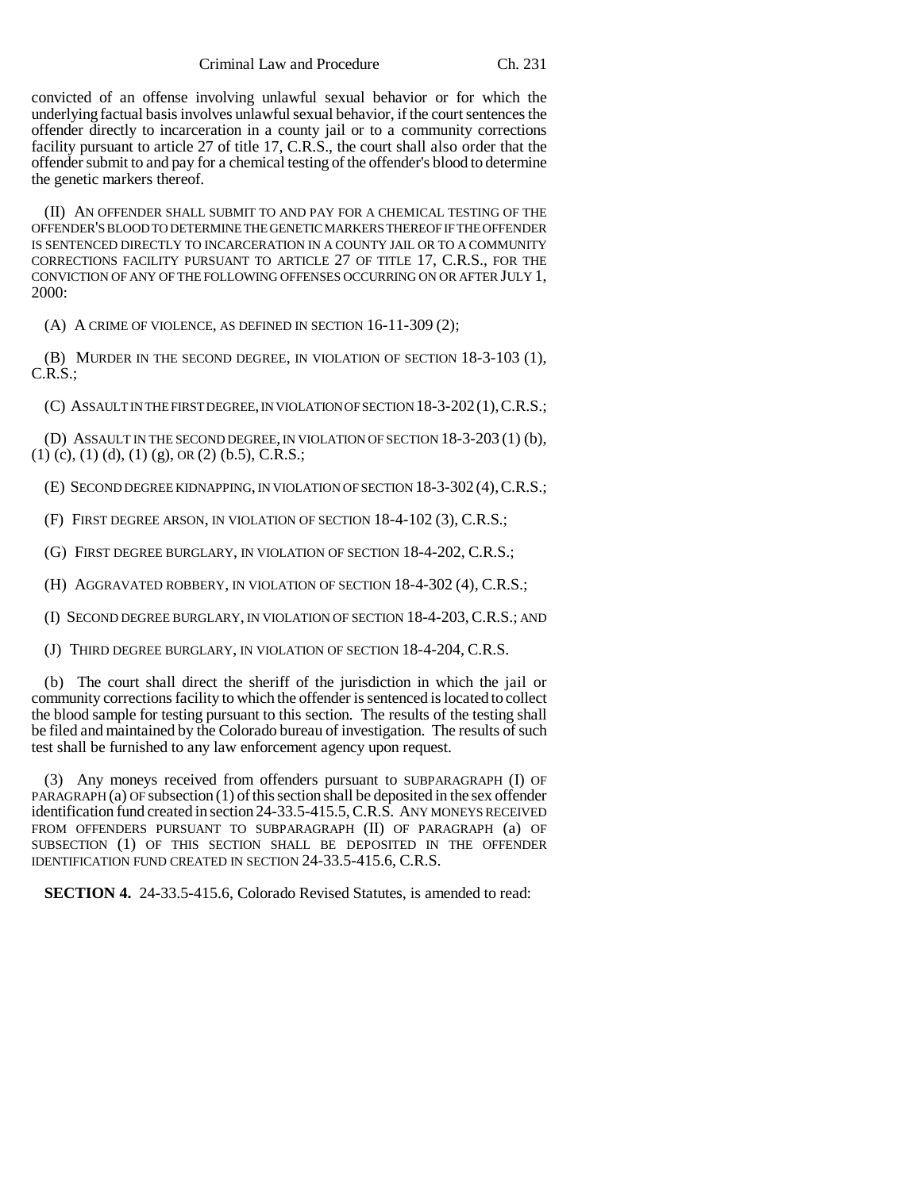convicted of an offense involving unlawful sexual behavior or for which the underlying factual basis involves unlawful sexual behavior, if the court sentences the offender directly to incarceration in a county jail or to a community corrections facility pursuant to article 27 of title 17, C.R.S., the court shall also order that the offender submit to and pay for a chemical testing of the offender's blood to determine the genetic markers thereof.

(II) AN OFFENDER SHALL SUBMIT TO AND PAY FOR A CHEMICAL TESTING OF THE OFFENDER'S BLOOD TO DETERMINE THE GENETIC MARKERS THEREOF IF THE OFFENDER IS SENTENCED DIRECTLY TO INCARCERATION IN A COUNTY JAIL OR TO A COMMUNITY CORRECTIONS FACILITY PURSUANT TO ARTICLE 27 OF TITLE 17, C.R.S., FOR THE CONVICTION OF ANY OF THE FOLLOWING OFFENSES OCCURRING ON OR AFTER JULY 1, 2000:

(A) A CRIME OF VIOLENCE, AS DEFINED IN SECTION 16-11-309 (2);

(B) MURDER IN THE SECOND DEGREE, IN VIOLATION OF SECTION 18-3-103 (1), C.R.S.;

(C) ASSAULT IN THE FIRST DEGREE, IN VIOLATION OF SECTION 18-3-202 (1), C.R.S.;

(D) ASSAULT IN THE SECOND DEGREE, IN VIOLATION OF SECTION 18-3-203 (1) (b), (1) (c), (1) (d), (1) (g), OR (2) (b.5), C.R.S.;

(E) SECOND DEGREE KIDNAPPING, IN VIOLATION OF SECTION 18-3-302 (4), C.R.S.;

(F) FIRST DEGREE ARSON, IN VIOLATION OF SECTION 18-4-102 (3), C.R.S.;

(G) FIRST DEGREE BURGLARY, IN VIOLATION OF SECTION 18-4-202, C.R.S.;

(H) AGGRAVATED ROBBERY, IN VIOLATION OF SECTION 18-4-302 (4), C.R.S.;

(I) SECOND DEGREE BURGLARY, IN VIOLATION OF SECTION 18-4-203, C.R.S.; AND

(J) THIRD DEGREE BURGLARY, IN VIOLATION OF SECTION 18-4-204, C.R.S.

(b) The court shall direct the sheriff of the jurisdiction in which the jail or community corrections facility to which the offender is sentenced is located to collect the blood sample for testing pursuant to this section. The results of the testing shall be filed and maintained by the Colorado bureau of investigation. The results of such test shall be furnished to any law enforcement agency upon request.

(3) Any moneys received from offenders pursuant to SUBPARAGRAPH (I) OF PARAGRAPH (a) OF subsection (1) of this section shall be deposited in the sex offender identification fund created in section 24-33.5-415.5, C.R.S. ANY MONEYS RECEIVED FROM OFFENDERS PURSUANT TO SUBPARAGRAPH (II) OF PARAGRAPH (a) OF SUBSECTION (1) OF THIS SECTION SHALL BE DEPOSITED IN THE OFFENDER IDENTIFICATION FUND CREATED IN SECTION 24-33.5-415.6, C.R.S.

**SECTION 4.** 24-33.5-415.6, Colorado Revised Statutes, is amended to read: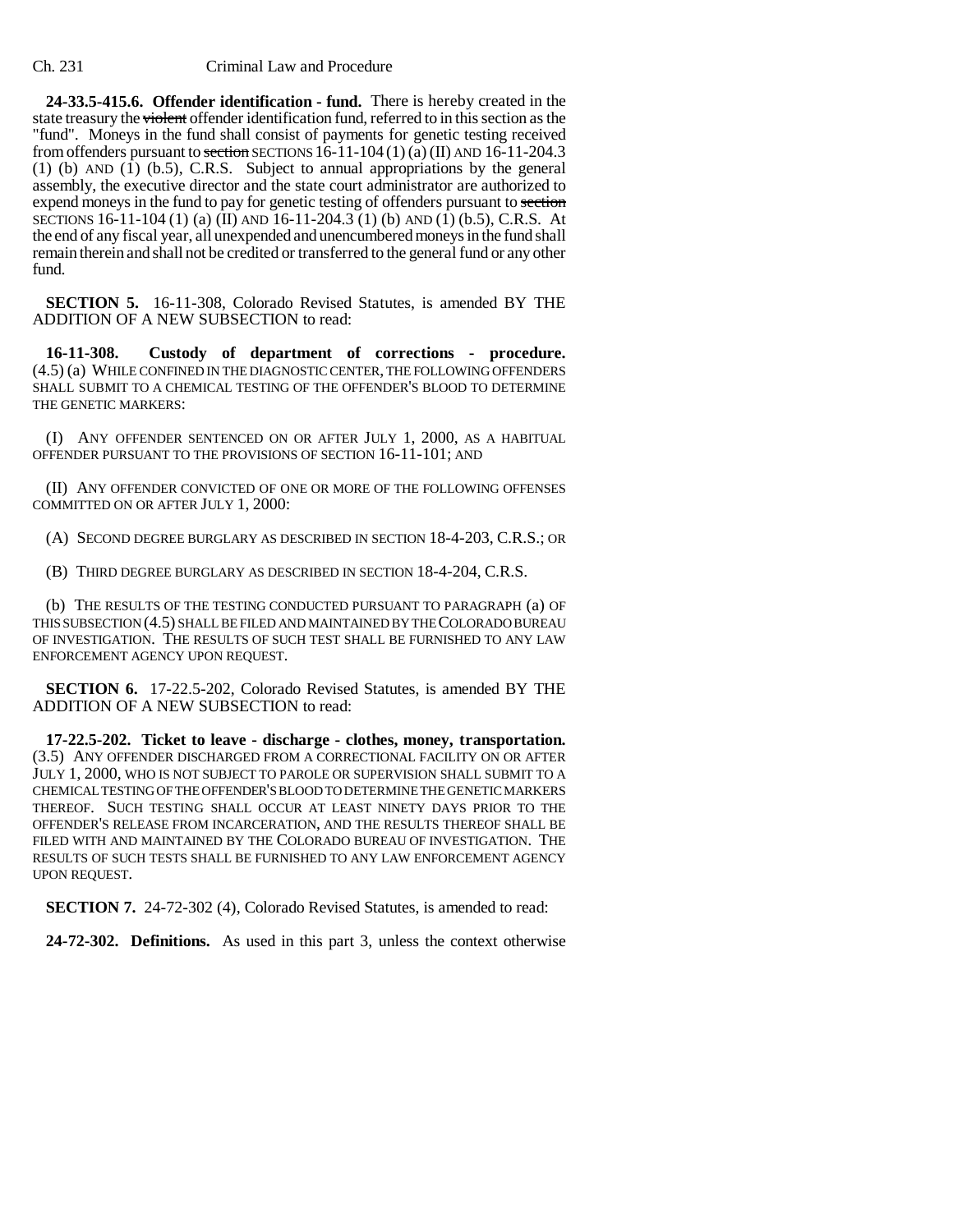**24-33.5-415.6. Offender identification - fund.** There is hereby created in the state treasury the ~~violent~~ offender identification fund, referred to in this section as the "fund". Moneys in the fund shall consist of payments for genetic testing received from offenders pursuant to ~~section~~ SECTIONS 16-11-104 (1) (a) (II) AND 16-11-204.3 (1) (b) AND (1) (b.5), C.R.S. Subject to annual appropriations by the general assembly, the executive director and the state court administrator are authorized to expend moneys in the fund to pay for genetic testing of offenders pursuant to ~~section~~ SECTIONS 16-11-104 (1) (a) (II) AND 16-11-204.3 (1) (b) AND (1) (b.5), C.R.S. At the end of any fiscal year, all unexpended and unencumbered moneys in the fund shall remain therein and shall not be credited or transferred to the general fund or any other fund.

**SECTION 5.** 16-11-308, Colorado Revised Statutes, is amended BY THE ADDITION OF A NEW SUBSECTION to read:

**16-11-308. Custody of department of corrections - procedure.** (4.5) (a) WHILE CONFINED IN THE DIAGNOSTIC CENTER, THE FOLLOWING OFFENDERS SHALL SUBMIT TO A CHEMICAL TESTING OF THE OFFENDER'S BLOOD TO DETERMINE THE GENETIC MARKERS:

(I) ANY OFFENDER SENTENCED ON OR AFTER JULY 1, 2000, AS A HABITUAL OFFENDER PURSUANT TO THE PROVISIONS OF SECTION 16-11-101; AND

(II) ANY OFFENDER CONVICTED OF ONE OR MORE OF THE FOLLOWING OFFENSES COMMITTED ON OR AFTER JULY 1, 2000:

(A) SECOND DEGREE BURGLARY AS DESCRIBED IN SECTION 18-4-203, C.R.S.; OR

(B) THIRD DEGREE BURGLARY AS DESCRIBED IN SECTION 18-4-204, C.R.S.

(b) THE RESULTS OF THE TESTING CONDUCTED PURSUANT TO PARAGRAPH (a) OF THIS SUBSECTION (4.5) SHALL BE FILED AND MAINTAINED BY THE COLORADO BUREAU OF INVESTIGATION. THE RESULTS OF SUCH TEST SHALL BE FURNISHED TO ANY LAW ENFORCEMENT AGENCY UPON REQUEST.

**SECTION 6.** 17-22.5-202, Colorado Revised Statutes, is amended BY THE ADDITION OF A NEW SUBSECTION to read:

**17-22.5-202. Ticket to leave - discharge - clothes, money, transportation.** (3.5) ANY OFFENDER DISCHARGED FROM A CORRECTIONAL FACILITY ON OR AFTER JULY 1, 2000, WHO IS NOT SUBJECT TO PAROLE OR SUPERVISION SHALL SUBMIT TO A CHEMICAL TESTING OF THE OFFENDER'S BLOOD TO DETERMINE THE GENETIC MARKERS THEREOF. SUCH TESTING SHALL OCCUR AT LEAST NINETY DAYS PRIOR TO THE OFFENDER'S RELEASE FROM INCARCERATION, AND THE RESULTS THEREOF SHALL BE FILED WITH AND MAINTAINED BY THE COLORADO BUREAU OF INVESTIGATION. THE RESULTS OF SUCH TESTS SHALL BE FURNISHED TO ANY LAW ENFORCEMENT AGENCY UPON REQUEST.

**SECTION 7.** 24-72-302 (4), Colorado Revised Statutes, is amended to read:

**24-72-302. Definitions.** As used in this part 3, unless the context otherwise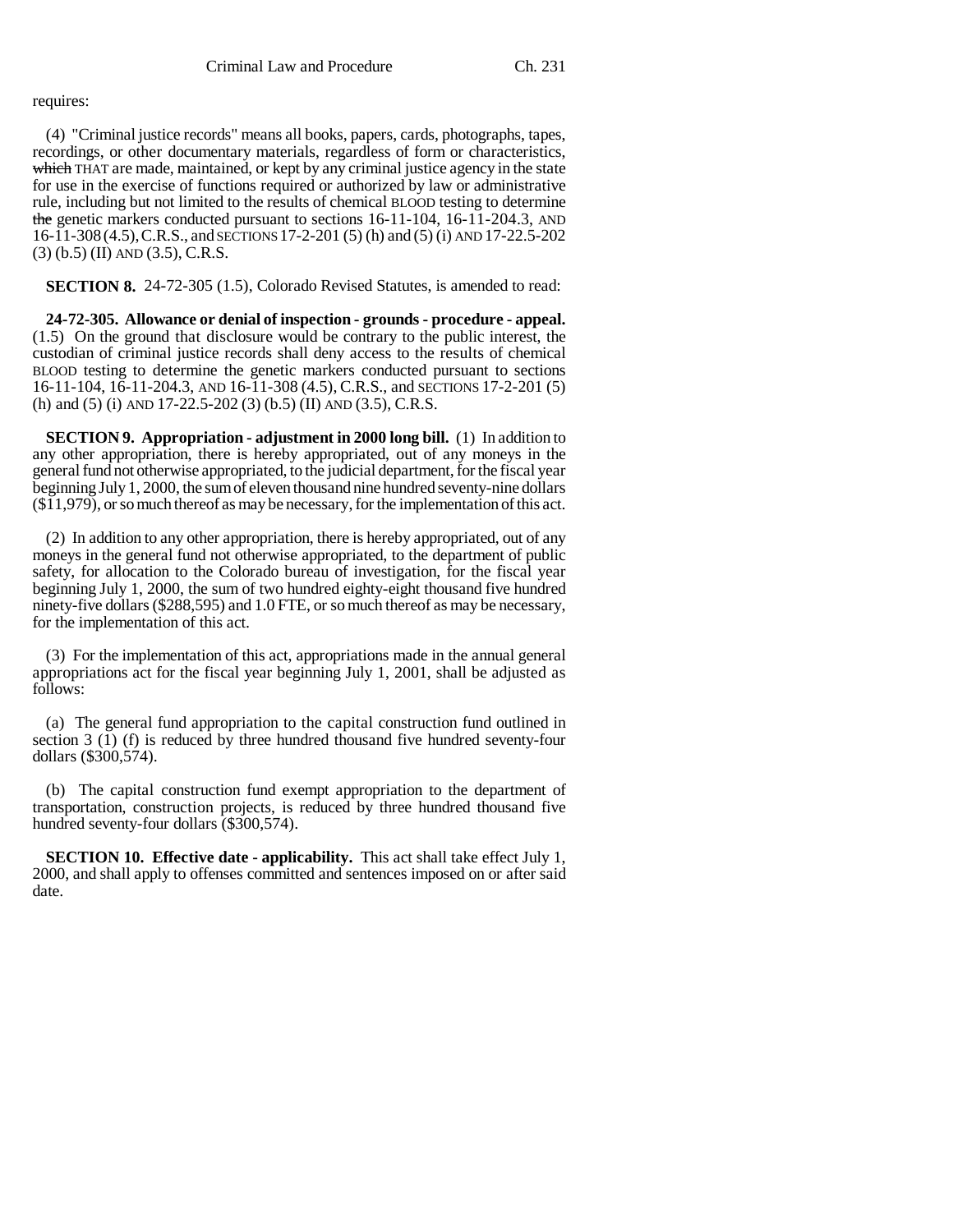requires:

(4) "Criminal justice records" means all books, papers, cards, photographs, tapes, recordings, or other documentary materials, regardless of form or characteristics, ~~which~~ THAT are made, maintained, or kept by any criminal justice agency in the state for use in the exercise of functions required or authorized by law or administrative rule, including but not limited to the results of chemical BLOOD testing to determine ~~the~~ genetic markers conducted pursuant to sections 16-11-104, 16-11-204.3, AND 16-11-308 (4.5), C.R.S., and SECTIONS 17-2-201 (5) (h) and (5) (i) AND 17-22.5-202 (3) (b.5) (II) AND (3.5), C.R.S.

**SECTION 8.** 24-72-305 (1.5), Colorado Revised Statutes, is amended to read:

**24-72-305. Allowance or denial of inspection - grounds - procedure - appeal.** (1.5) On the ground that disclosure would be contrary to the public interest, the custodian of criminal justice records shall deny access to the results of chemical BLOOD testing to determine the genetic markers conducted pursuant to sections 16-11-104, 16-11-204.3, AND 16-11-308 (4.5), C.R.S., and SECTIONS 17-2-201 (5) (h) and (5) (i) AND 17-22.5-202 (3) (b.5) (II) AND (3.5), C.R.S.

**SECTION 9. Appropriation - adjustment in 2000 long bill.** (1) In addition to any other appropriation, there is hereby appropriated, out of any moneys in the general fund not otherwise appropriated, to the judicial department, for the fiscal year beginning July 1, 2000, the sum of eleven thousand nine hundred seventy-nine dollars ($11,979), or so much thereof as may be necessary, for the implementation of this act.

(2) In addition to any other appropriation, there is hereby appropriated, out of any moneys in the general fund not otherwise appropriated, to the department of public safety, for allocation to the Colorado bureau of investigation, for the fiscal year beginning July 1, 2000, the sum of two hundred eighty-eight thousand five hundred ninety-five dollars ($288,595) and 1.0 FTE, or so much thereof as may be necessary, for the implementation of this act.

(3) For the implementation of this act, appropriations made in the annual general appropriations act for the fiscal year beginning July 1, 2001, shall be adjusted as follows:

(a) The general fund appropriation to the capital construction fund outlined in section 3 (1) (f) is reduced by three hundred thousand five hundred seventy-four dollars ($300,574).

(b) The capital construction fund exempt appropriation to the department of transportation, construction projects, is reduced by three hundred thousand five hundred seventy-four dollars ($300,574).

**SECTION 10. Effective date - applicability.** This act shall take effect July 1, 2000, and shall apply to offenses committed and sentences imposed on or after said date.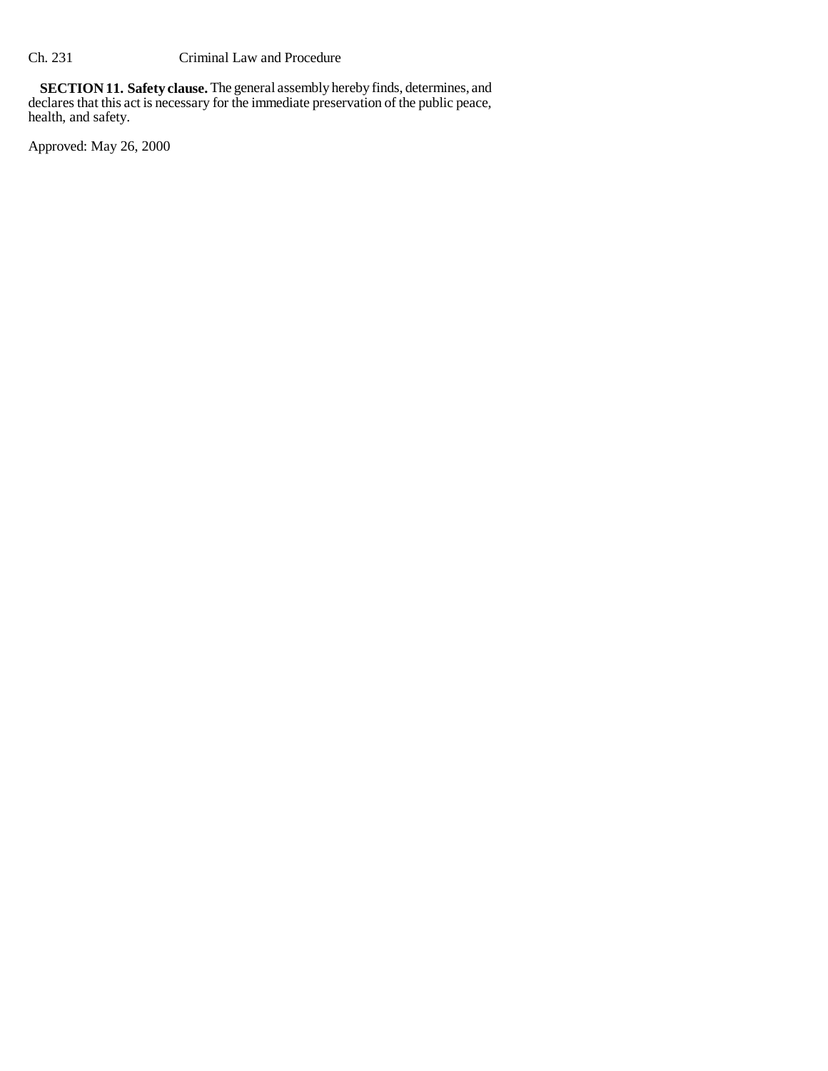**SECTION 11. Safety clause.** The general assembly hereby finds, determines, and declares that this act is necessary for the immediate preservation of the public peace, health, and safety.

Approved: May 26, 2000